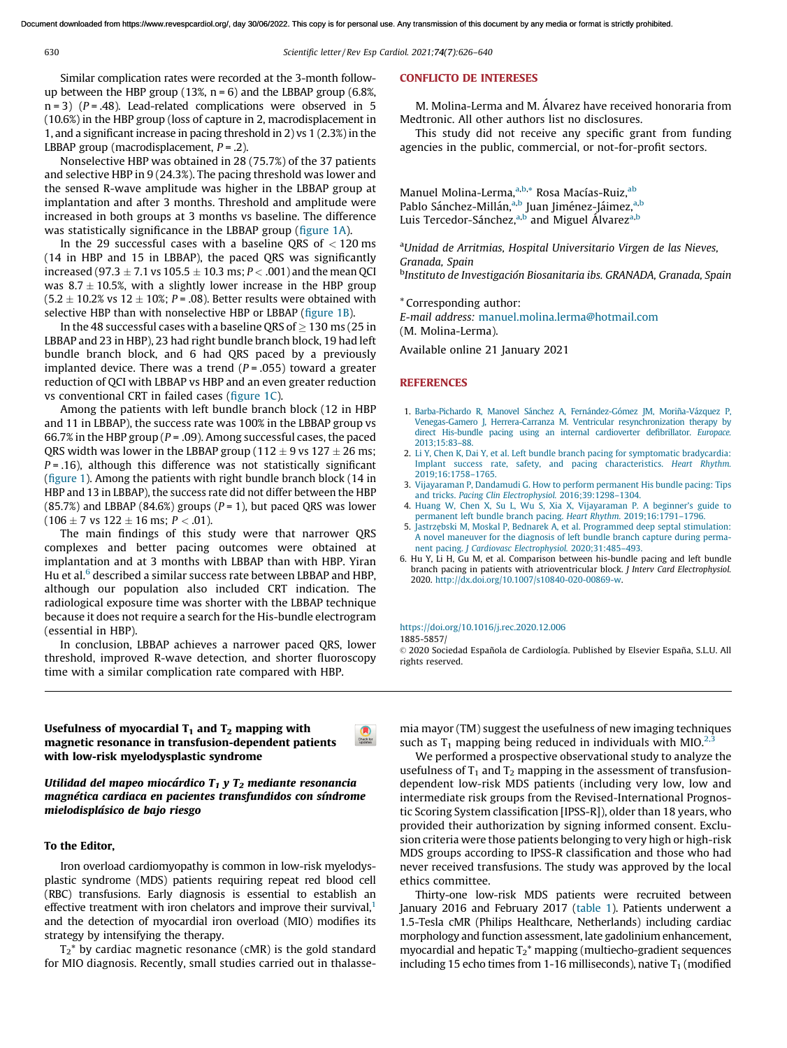Similar complication rates were recorded at the 3-month follow-up between the HBP group (13%, n = 6) and the LBBAP group (6.8%, n = 3) (P = .48). Lead-related complications were observed in 5 (10.6%) in the HBP group (loss of capture in 2, macrodisplacement in 1, and a significant increase in pacing threshold in 2) vs 1 (2.3%) in the LBBAP group (macrodisplacement, P = .2).

Nonselective HBP was obtained in 28 (75.7%) of the 37 patients and selective HBP in 9 (24.3%). The pacing threshold was lower and the sensed R-wave amplitude was higher in the LBBAP group at implantation and after 3 months. Threshold and amplitude were increased in both groups at 3 months vs baseline. The difference was statistically significance in the LBBAP group (figure 1A).

In the 29 successful cases with a baseline QRS of < 120 ms (14 in HBP and 15 in LBBAP), the paced QRS was significantly increased (97.3 ± 7.1 vs 105.5 ± 10.3 ms; P < .001) and the mean QCI was 8.7 ± 10.5%, with a slightly lower increase in the HBP group (5.2 ± 10.2% vs 12 ± 10%; P = .08). Better results were obtained with selective HBP than with nonselective HBP or LBBAP (figure 1B).

In the 48 successful cases with a baseline QRS of ≥ 130 ms (25 in LBBAP and 23 in HBP), 23 had right bundle branch block, 19 had left bundle branch block, and 6 had QRS paced by a previously implanted device. There was a trend (P = .055) toward a greater reduction of QCI with LBBAP vs HBP and an even greater reduction vs conventional CRT in failed cases (figure 1C).

Among the patients with left bundle branch block (12 in HBP and 11 in LBBAP), the success rate was 100% in the LBBAP group vs 66.7% in the HBP group (P = .09). Among successful cases, the paced QRS width was lower in the LBBAP group (112 ± 9 vs 127 ± 26 ms; P = .16), although this difference was not statistically significant (figure 1). Among the patients with right bundle branch block (14 in HBP and 13 in LBBAP), the success rate did not differ between the HBP (85.7%) and LBBAP (84.6%) groups (P = 1), but paced QRS was lower (106 ± 7 vs 122 ± 16 ms; P < .01).

The main findings of this study were that narrower QRS complexes and better pacing outcomes were obtained at implantation and at 3 months with LBBAP than with HBP. Yiran Hu et al.[6] described a similar success rate between LBBAP and HBP, although our population also included CRT indication. The radiological exposure time was shorter with the LBBAP technique because it does not require a search for the His-bundle electrogram (essential in HBP).

In conclusion, LBBAP achieves a narrower paced QRS, lower threshold, improved R-wave detection, and shorter fluoroscopy time with a similar complication rate compared with HBP.

## CONFLICTO DE INTERESES

M. Molina-Lerma and M. Álvarez have received honoraria from Medtronic. All other authors list no disclosures.

This study did not receive any specific grant from funding agencies in the public, commercial, or not-for-profit sectors.

Manuel Molina-Lerma,[a,b,*] Rosa Macías-Ruiz,[ab] Pablo Sánchez-Millán,[a,b] Juan Jiménez-Jáimez,[a,b] Luis Tercedor-Sánchez,[a,b] and Miguel Álvarez[a,b]

[a]*Unidad de Arritmias, Hospital Universitario Virgen de las Nieves, Granada, Spain*
[b]*Instituto de Investigación Biosanitaria ibs. GRANADA, Granada, Spain*

\* Corresponding author:
*E-mail address:* manuel.molina.lerma@hotmail.com
(M. Molina-Lerma).

Available online 21 January 2021

## REFERENCES

1. Barba-Pichardo R, Manovel Sánchez A, Fernández-Gómez JM, Moriña-Vázquez P, Venegas-Gamero J, Herrera-Carranza M. Ventricular resynchronization therapy by direct His-bundle pacing using an internal cardioverter defibrillator. *Europace.* 2013;15:83–88.
2. Li Y, Chen K, Dai Y, et al. Left bundle branch pacing for symptomatic bradycardia: Implant success rate, safety, and pacing characteristics. *Heart Rhythm.* 2019;16:1758–1765.
3. Vijayaraman P, Dandamudi G. How to perform permanent His bundle pacing: Tips and tricks. *Pacing Clin Electrophysiol.* 2016;39:1298–1304.
4. Huang W, Chen X, Su L, Wu S, Xia X, Vijayaraman P. A beginner's guide to permanent left bundle branch pacing. *Heart Rhythm.* 2019;16:1791–1796.
5. Jastrzębski M, Moskal P, Bednarek A, et al. Programmed deep septal stimulation: A novel maneuver for the diagnosis of left bundle branch capture during permanent pacing. *J Cardiovasc Electrophysiol.* 2020;31:485–493.
6. Hu Y, Li H, Gu M, et al. Comparison between his-bundle pacing and left bundle branch pacing in patients with atrioventricular block. *J Interv Card Electrophysiol.* 2020. http://dx.doi.org/10.1007/s10840-020-00869-w.

https://doi.org/10.1016/j.rec.2020.12.006
1885-5857/
© 2020 Sociedad Española de Cardiología. Published by Elsevier España, S.L.U. All rights reserved.

## Usefulness of myocardial $T_1$ and $T_2$ mapping with magnetic resonance in transfusion-dependent patients with low-risk myelodysplastic syndrome

### *Utilidad del mapeo miocárdico $T_1$ y $T_2$ mediante resonancia magnética cardiaca en pacientes transfundidos con síndrome mielodisplásico de bajo riesgo*

**To the Editor,**

Iron overload cardiomyopathy is common in low-risk myelodysplastic syndrome (MDS) patients requiring repeat red blood cell (RBC) transfusions. Early diagnosis is essential to establish an effective treatment with iron chelators and improve their survival,[1] and the detection of myocardial iron overload (MIO) modifies its strategy by intensifying the therapy.

$T_2^*$ by cardiac magnetic resonance (cMR) is the gold standard for MIO diagnosis. Recently, small studies carried out in thalassemia mayor (TM) suggest the usefulness of new imaging techniques such as $T_1$ mapping being reduced in individuals with MIO.[2,3]

We performed a prospective observational study to analyze the usefulness of $T_1$ and $T_2$ mapping in the assessment of transfusion-dependent low-risk MDS patients (including very low, low and intermediate risk groups from the Revised-International Prognostic Scoring System classification [IPSS-R]), older than 18 years, who provided their authorization by signing informed consent. Exclusion criteria were those patients belonging to very high or high-risk MDS groups according to IPSS-R classification and those who had never received transfusions. The study was approved by the local ethics committee.

Thirty-one low-risk MDS patients were recruited between January 2016 and February 2017 (table 1). Patients underwent a 1.5-Tesla cMR (Philips Healthcare, Netherlands) including cardiac morphology and function assessment, late gadolinium enhancement, myocardial and hepatic $T_2^*$ mapping (multiecho-gradient sequences including 15 echo times from 1-16 milliseconds), native $T_1$ (modified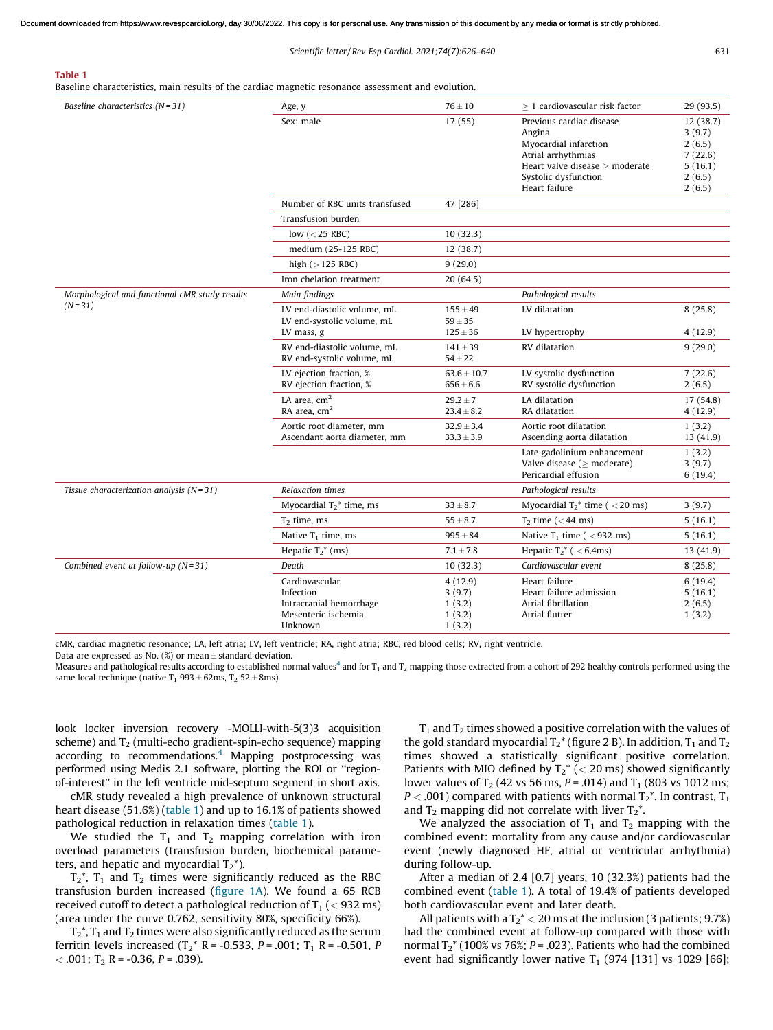**Table 1**
Baseline characteristics, main results of the cardiac magnetic resonance assessment and evolution.

| | | | | |
|---|---|---|---|---|
| *Baseline characteristics (N = 31)* | Age, y | 76 ± 10 | ≥ 1 cardiovascular risk factor | 29 (93.5) |
| | Sex: male | 17 (55) | Previous cardiac disease<br>Angina<br>Myocardial infarction<br>Atrial arrhythmias<br>Heart valve disease ≥ moderate<br>Systolic dysfunction<br>Heart failure | 12 (38.7)<br>3 (9.7)<br>2 (6.5)<br>7 (22.6)<br>5 (16.1)<br>2 (6.5)<br>2 (6.5) |
| | Number of RBC units transfused | 47 [286] | | |
| | Transfusion burden | | | |
| | low (< 25 RBC) | 10 (32.3) | | |
| | medium (25-125 RBC) | 12 (38.7) | | |
| | high (> 125 RBC) | 9 (29.0) | | |
| | Iron chelation treatment | 20 (64.5) | | |
| *Morphological and functional cMR study results (N = 31)* | *Main findings* | | *Pathological results* | |
| | LV end-diastolic volume, mL<br>LV end-systolic volume, mL<br>LV mass, g | 155 ± 49<br>59 ± 35<br>125 ± 36 | LV dilatation<br><br>LV hypertrophy | 8 (25.8)<br><br>4 (12.9) |
| | RV end-diastolic volume, mL<br>RV end-systolic volume, mL | 141 ± 39<br>54 ± 22 | RV dilatation | 9 (29.0) |
| | LV ejection fraction, %<br>RV ejection fraction, % | 63.6 ± 10.7<br>656 ± 6.6 | LV systolic dysfunction<br>RV systolic dysfunction | 7 (22.6)<br>2 (6.5) |
| | LA area, $cm^2$<br>RA area, $cm^2$ | 29.2 ± 7<br>23.4 ± 8.2 | LA dilatation<br>RA dilatation | 17 (54.8)<br>4 (12.9) |
| | Aortic root diameter, mm<br>Ascendant aorta diameter, mm | 32.9 ± 3.4<br>33.3 ± 3.9 | Aortic root dilatation<br>Ascending aorta dilatation | 1 (3.2)<br>13 (41.9) |
| | | | Late gadolinium enhancement<br>Valve disease (≥ moderate)<br>Pericardial effusion | 1 (3.2)<br>3 (9.7)<br>6 (19.4) |
| *Tissue characterization analysis (N = 31)* | *Relaxation times* | | *Pathological results* | |
| | Myocardial $T_2$* time, ms | 33 ± 8.7 | Myocardial $T_2$* time ( < 20 ms) | 3 (9.7) |
| | $T_2$ time, ms | 55 ± 8.7 | $T_2$ time (< 44 ms) | 5 (16.1) |
| | Native $T_1$ time, ms | 995 ± 84 | Native $T_1$ time ( < 932 ms) | 5 (16.1) |
| | Hepatic $T_2$* (ms) | 7.1 ± 7.8 | Hepatic $T_2$* ( < 6,4ms) | 13 (41.9) |
| *Combined event at follow-up (N = 31)* | *Death* | 10 (32.3) | *Cardiovascular event* | 8 (25.8) |
| | Cardiovascular<br>Infection<br>Intracranial hemorrhage<br>Mesenteric ischemia<br>Unknown | 4 (12.9)<br>3 (9.7)<br>1 (3.2)<br>1 (3.2)<br>1 (3.2) | Heart failure<br>Heart failure admission<br>Atrial fibrillation<br>Atrial flutter | 6 (19.4)<br>5 (16.1)<br>2 (6.5)<br>1 (3.2) |

cMR, cardiac magnetic resonance; LA, left atria; LV, left ventricle; RA, right atria; RBC, red blood cells; RV, right ventricle.
Data are expressed as No. (%) or mean ± standard deviation.
Measures and pathological results according to established normal values[4] and for $T_1$ and $T_2$ mapping those extracted from a cohort of 292 healthy controls performed using the same local technique (native $T_1$ 993 ± 62ms, $T_2$ 52 ± 8ms).

look locker inversion recovery -MOLLI-with-5(3)3 acquisition scheme) and $T_2$ (multi-echo gradient-spin-echo sequence) mapping according to recommendations.[4] Mapping postprocessing was performed using Medis 2.1 software, plotting the ROI or "region-of-interest" in the left ventricle mid-septum segment in short axis.

cMR study revealed a high prevalence of unknown structural heart disease (51.6%) (table 1) and up to 16.1% of patients showed pathological reduction in relaxation times (table 1).

We studied the $T_1$ and $T_2$ mapping correlation with iron overload parameters (transfusion burden, biochemical parameters, and hepatic and myocardial $T_2$*).

$T_2$*, $T_1$ and $T_2$ times were significantly reduced as the RBC transfusion burden increased (figure 1A). We found a 65 RCB received cutoff to detect a pathological reduction of $T_1$ (< 932 ms) (area under the curve 0.762, sensitivity 80%, specificity 66%).

$T_2$*, $T_1$ and $T_2$ times were also significantly reduced as the serum ferritin levels increased ($T_2$* R = -0.533, $P$ = .001; $T_1$ R = -0.501, $P$ < .001; $T_2$ R = -0.36, $P$ = .039).

$T_1$ and $T_2$ times showed a positive correlation with the values of the gold standard myocardial $T_2$* (figure 2 B). In addition, $T_1$ and $T_2$ times showed a statistically significant positive correlation. Patients with MIO defined by $T_2$* (< 20 ms) showed significantly lower values of $T_2$ (42 vs 56 ms, $P$ = .014) and $T_1$ (803 vs 1012 ms; $P$ < .001) compared with patients with normal $T_2$*. In contrast, $T_1$ and $T_2$ mapping did not correlate with liver $T_2$*.

We analyzed the association of $T_1$ and $T_2$ mapping with the combined event: mortality from any cause and/or cardiovascular event (newly diagnosed HF, atrial or ventricular arrhythmia) during follow-up.

After a median of 2.4 [0.7] years, 10 (32.3%) patients had the combined event (table 1). A total of 19.4% of patients developed both cardiovascular event and later death.

All patients with a $T_2$* < 20 ms at the inclusion (3 patients; 9.7%) had the combined event at follow-up compared with those with normal $T_2$* (100% vs 76%; $P$ = .023). Patients who had the combined event had significantly lower native $T_1$ (974 [131] vs 1029 [66];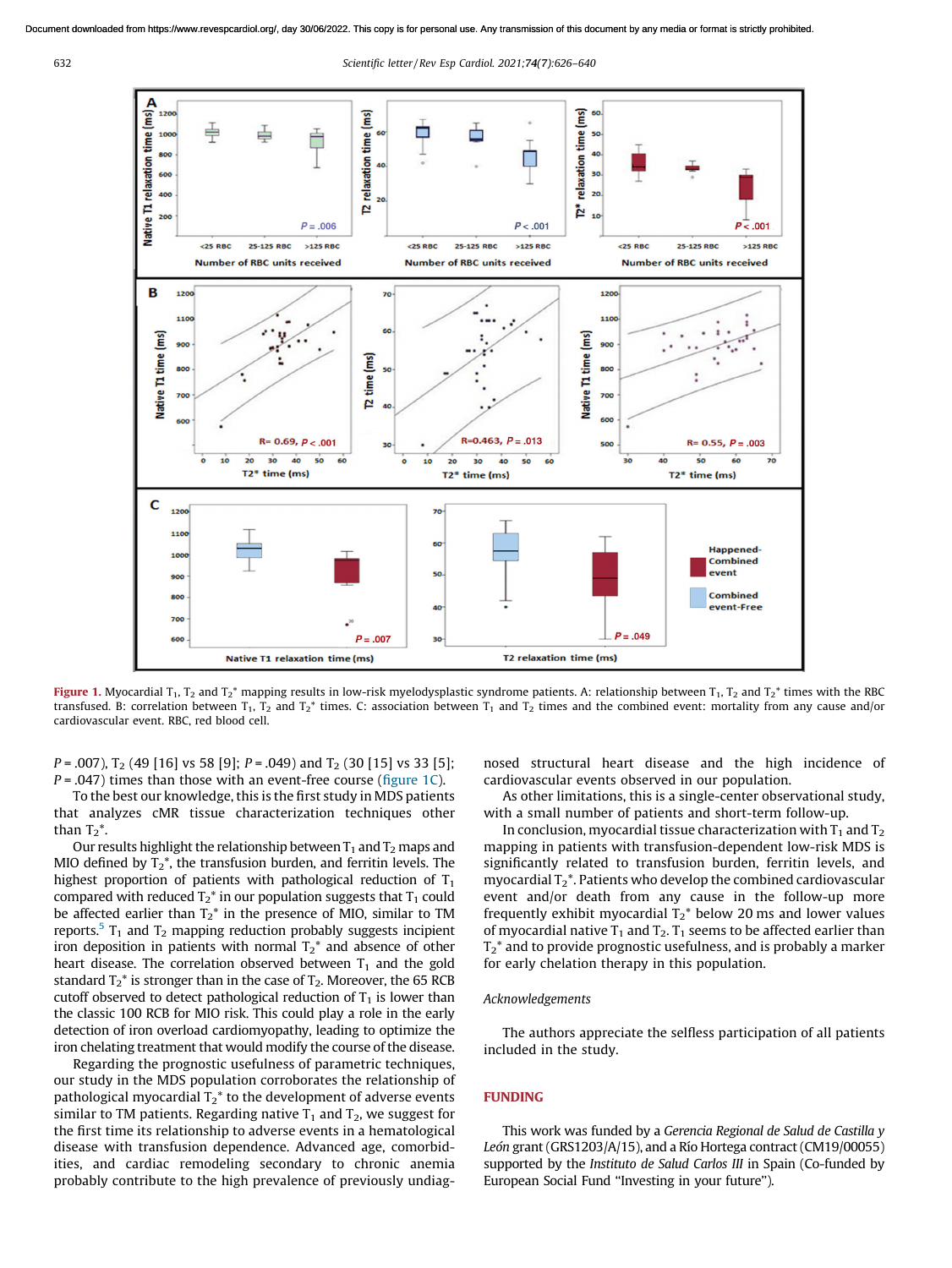Figure 1. Myocardial $T_1$, $T_2$ and $T_2^*$ mapping results in low-risk myelodysplastic syndrome patients. A: relationship between $T_1$, $T_2$ and $T_2^*$ times with the RBC transfused. B: correlation between $T_1$, $T_2$ and $T_2^*$ times. C: association between $T_1$ and $T_2$ times and the combined event: mortality from any cause and/or cardiovascular event. RBC, red blood cell.

$P = .007$), $T_2$ (49 [16] vs 58 [9]; $P = .049$) and $T_2$ (30 [15] vs 33 [5]; $P = .047$) times than those with an event-free course (figure 1C).

To the best our knowledge, this is the first study in MDS patients that analyzes cMR tissue characterization techniques other than $T_2^*$.

Our results highlight the relationship between $T_1$ and $T_2$ maps and MIO defined by $T_2^*$, the transfusion burden, and ferritin levels. The highest proportion of patients with pathological reduction of $T_1$ compared with reduced $T_2^*$ in our population suggests that $T_1$ could be affected earlier than $T_2^*$ in the presence of MIO, similar to TM reports.[5] $T_1$ and $T_2$ mapping reduction probably suggests incipient iron deposition in patients with normal $T_2^*$ and absence of other heart disease. The correlation observed between $T_1$ and the gold standard $T_2^*$ is stronger than in the case of $T_2$. Moreover, the 65 RCB cutoff observed to detect pathological reduction of $T_1$ is lower than the classic 100 RCB for MIO risk. This could play a role in the early detection of iron overload cardiomyopathy, leading to optimize the iron chelating treatment that would modify the course of the disease.

Regarding the prognostic usefulness of parametric techniques, our study in the MDS population corroborates the relationship of pathological myocardial $T_2^*$ to the development of adverse events similar to TM patients. Regarding native $T_1$ and $T_2$, we suggest for the first time its relationship to adverse events in a hematological disease with transfusion dependence. Advanced age, comorbidities, and cardiac remodeling secondary to chronic anemia probably contribute to the high prevalence of previously undiagnosed structural heart disease and the high incidence of cardiovascular events observed in our population.

As other limitations, this is a single-center observational study, with a small number of patients and short-term follow-up.

In conclusion, myocardial tissue characterization with $T_1$ and $T_2$ mapping in patients with transfusion-dependent low-risk MDS is significantly related to transfusion burden, ferritin levels, and myocardial $T_2^*$. Patients who develop the combined cardiovascular event and/or death from any cause in the follow-up more frequently exhibit myocardial $T_2^*$ below 20 ms and lower values of myocardial native $T_1$ and $T_2$. $T_1$ seems to be affected earlier than $T_2^*$ and to provide prognostic usefulness, and is probably a marker for early chelation therapy in this population.

*Acknowledgements*

The authors appreciate the selfless participation of all patients included in the study.

## FUNDING

This work was funded by a *Gerencia Regional de Salud de Castilla y León* grant (GRS1203/A/15), and a Río Hortega contract (CM19/00055) supported by the *Instituto de Salud Carlos III* in Spain (Co-funded by European Social Fund "Investing in your future").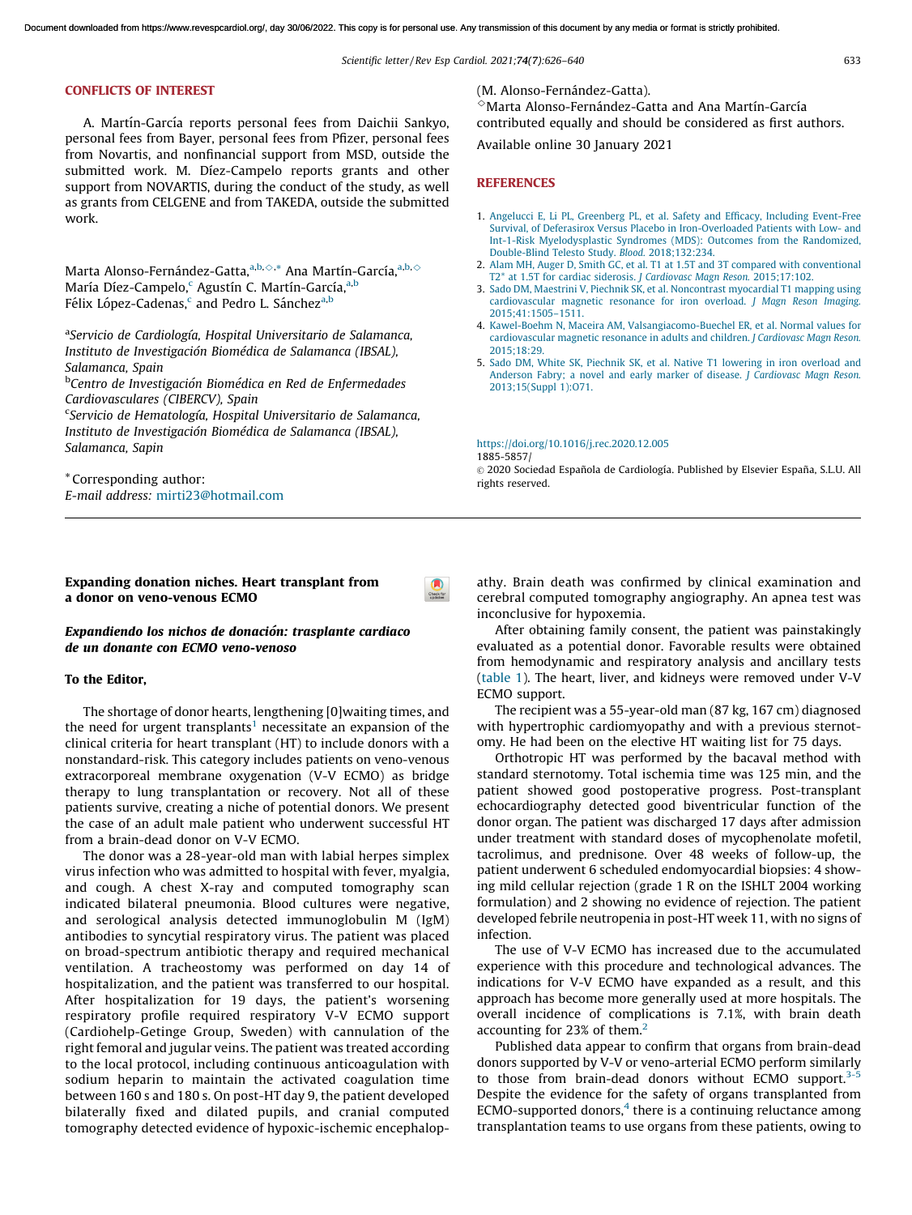## CONFLICTS OF INTEREST

A. Martín-García reports personal fees from Daichii Sankyo, personal fees from Bayer, personal fees from Pfizer, personal fees from Novartis, and nonfinancial support from MSD, outside the submitted work. M. Díez-Campelo reports grants and other support from NOVARTIS, during the conduct of the study, as well as grants from CELGENE and from TAKEDA, outside the submitted work.

Marta Alonso-Fernández-Gatta,[a,b,◇,*] Ana Martín-García,[a,b,◇] María Díez-Campelo,[c] Agustín C. Martín-García,[a,b] Félix López-Cadenas,[c] and Pedro L. Sánchez[a,b]

[a]*Servicio de Cardiología, Hospital Universitario de Salamanca, Instituto de Investigación Biomédica de Salamanca (IBSAL), Salamanca, Spain*
[b]*Centro de Investigación Biomédica en Red de Enfermedades Cardiovasculares (CIBERCV), Spain*
[c]*Servicio de Hematología, Hospital Universitario de Salamanca, Instituto de Investigación Biomédica de Salamanca (IBSAL), Salamanca, Sapin*

*Corresponding author:
*E-mail address:* mirti23@hotmail.com
(M. Alonso-Fernández-Gatta).
◇Marta Alonso-Fernández-Gatta and Ana Martín-García contributed equally and should be considered as first authors.

Available online 30 January 2021

## REFERENCES

1. Angelucci E, Li PL, Greenberg PL, et al. Safety and Efficacy, Including Event-Free Survival, of Deferasirox Versus Placebo in Iron-Overloaded Patients with Low- and Int-1-Risk Myelodysplastic Syndromes (MDS): Outcomes from the Randomized, Double-Blind Telesto Study. *Blood.* 2018;132:234.
2. Alam MH, Auger D, Smith GC, et al. T1 at 1.5T and 3T compared with conventional T2* at 1.5T for cardiac siderosis. *J Cardiovasc Magn Reson.* 2015;17:102.
3. Sado DM, Maestrini V, Piechnik SK, et al. Noncontrast myocardial T1 mapping using cardiovascular magnetic resonance for iron overload. *J Magn Reson Imaging.* 2015;41:1505–1511.
4. Kawel-Boehm N, Maceira AM, Valsangiacomo-Buechel ER, et al. Normal values for cardiovascular magnetic resonance in adults and children. *J Cardiovasc Magn Reson.* 2015;18:29.
5. Sado DM, White SK, Piechnik SK, et al. Native T1 lowering in iron overload and Anderson Fabry; a novel and early marker of disease. *J Cardiovasc Magn Reson.* 2013;15(Suppl 1):O71.

https://doi.org/10.1016/j.rec.2020.12.005
1885-5857/
© 2020 Sociedad Española de Cardiología. Published by Elsevier España, S.L.U. All rights reserved.

---

## Expanding donation niches. Heart transplant from a donor on veno-venous ECMO

### *Expandiendo los nichos de donación: trasplante cardiaco de un donante con ECMO veno-venoso*

**To the Editor,**

The shortage of donor hearts, lengthening [0]waiting times, and the need for urgent transplants[1] necessitate an expansion of the clinical criteria for heart transplant (HT) to include donors with a nonstandard-risk. This category includes patients on veno-venous extracorporeal membrane oxygenation (V-V ECMO) as bridge therapy to lung transplantation or recovery. Not all of these patients survive, creating a niche of potential donors. We present the case of an adult male patient who underwent successful HT from a brain-dead donor on V-V ECMO.

The donor was a 28-year-old man with labial herpes simplex virus infection who was admitted to hospital with fever, myalgia, and cough. A chest X-ray and computed tomography scan indicated bilateral pneumonia. Blood cultures were negative, and serological analysis detected immunoglobulin M (IgM) antibodies to syncytial respiratory virus. The patient was placed on broad-spectrum antibiotic therapy and required mechanical ventilation. A tracheostomy was performed on day 14 of hospitalization, and the patient was transferred to our hospital. After hospitalization for 19 days, the patient's worsening respiratory profile required respiratory V-V ECMO support (Cardiohelp-Getinge Group, Sweden) with cannulation of the right femoral and jugular veins. The patient was treated according to the local protocol, including continuous anticoagulation with sodium heparin to maintain the activated coagulation time between 160 s and 180 s. On post-HT day 9, the patient developed bilaterally fixed and dilated pupils, and cranial computed tomography detected evidence of hypoxic-ischemic encephalopathy. Brain death was confirmed by clinical examination and cerebral computed tomography angiography. An apnea test was inconclusive for hypoxemia.

After obtaining family consent, the patient was painstakingly evaluated as a potential donor. Favorable results were obtained from hemodynamic and respiratory analysis and ancillary tests (table 1). The heart, liver, and kidneys were removed under V-V ECMO support.

The recipient was a 55-year-old man (87 kg, 167 cm) diagnosed with hypertrophic cardiomyopathy and with a previous sternotomy. He had been on the elective HT waiting list for 75 days.

Orthotropic HT was performed by the bacaval method with standard sternotomy. Total ischemia time was 125 min, and the patient showed good postoperative progress. Post-transplant echocardiography detected good biventricular function of the donor organ. The patient was discharged 17 days after admission under treatment with standard doses of mycophenolate mofetil, tacrolimus, and prednisone. Over 48 weeks of follow-up, the patient underwent 6 scheduled endomyocardial biopsies: 4 showing mild cellular rejection (grade 1 R on the ISHLT 2004 working formulation) and 2 showing no evidence of rejection. The patient developed febrile neutropenia in post-HT week 11, with no signs of infection.

The use of V-V ECMO has increased due to the accumulated experience with this procedure and technological advances. The indications for V-V ECMO have expanded as a result, and this approach has become more generally used at more hospitals. The overall incidence of complications is 7.1%, with brain death accounting for 23% of them.[2]

Published data appear to confirm that organs from brain-dead donors supported by V-V or veno-arterial ECMO perform similarly to those from brain-dead donors without ECMO support.[3–5] Despite the evidence for the safety of organs transplanted from ECMO-supported donors,[4] there is a continuing reluctance among transplantation teams to use organs from these patients, owing to